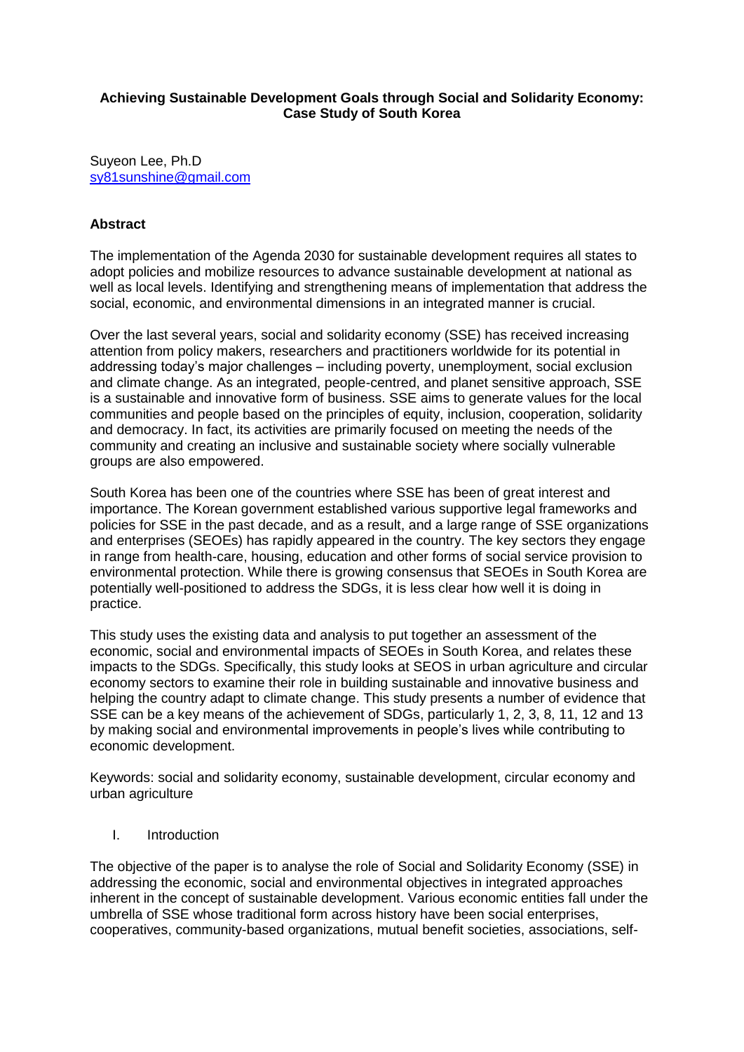# Achieving Sustainable Development Goals through Social and Solidarity Economy: Case Study of South Korea

Suyeon Lee, Ph.D
sy81sunshine@gmail.com

## Abstract

The implementation of the Agenda 2030 for sustainable development requires all states to adopt policies and mobilize resources to advance sustainable development at national as well as local levels. Identifying and strengthening means of implementation that address the social, economic, and environmental dimensions in an integrated manner is crucial.

Over the last several years, social and solidarity economy (SSE) has received increasing attention from policy makers, researchers and practitioners worldwide for its potential in addressing today's major challenges – including poverty, unemployment, social exclusion and climate change. As an integrated, people-centred, and planet sensitive approach, SSE is a sustainable and innovative form of business. SSE aims to generate values for the local communities and people based on the principles of equity, inclusion, cooperation, solidarity and democracy. In fact, its activities are primarily focused on meeting the needs of the community and creating an inclusive and sustainable society where socially vulnerable groups are also empowered.

South Korea has been one of the countries where SSE has been of great interest and importance. The Korean government established various supportive legal frameworks and policies for SSE in the past decade, and as a result, and a large range of SSE organizations and enterprises (SEOEs) has rapidly appeared in the country. The key sectors they engage in range from health-care, housing, education and other forms of social service provision to environmental protection. While there is growing consensus that SEOEs in South Korea are potentially well-positioned to address the SDGs, it is less clear how well it is doing in practice.

This study uses the existing data and analysis to put together an assessment of the economic, social and environmental impacts of SEOEs in South Korea, and relates these impacts to the SDGs. Specifically, this study looks at SEOS in urban agriculture and circular economy sectors to examine their role in building sustainable and innovative business and helping the country adapt to climate change. This study presents a number of evidence that SSE can be a key means of the achievement of SDGs, particularly 1, 2, 3, 8, 11, 12 and 13 by making social and environmental improvements in people's lives while contributing to economic development.

Keywords: social and solidarity economy, sustainable development, circular economy and urban agriculture

## I. Introduction

The objective of the paper is to analyse the role of Social and Solidarity Economy (SSE) in addressing the economic, social and environmental objectives in integrated approaches inherent in the concept of sustainable development. Various economic entities fall under the umbrella of SSE whose traditional form across history have been social enterprises, cooperatives, community-based organizations, mutual benefit societies, associations, self-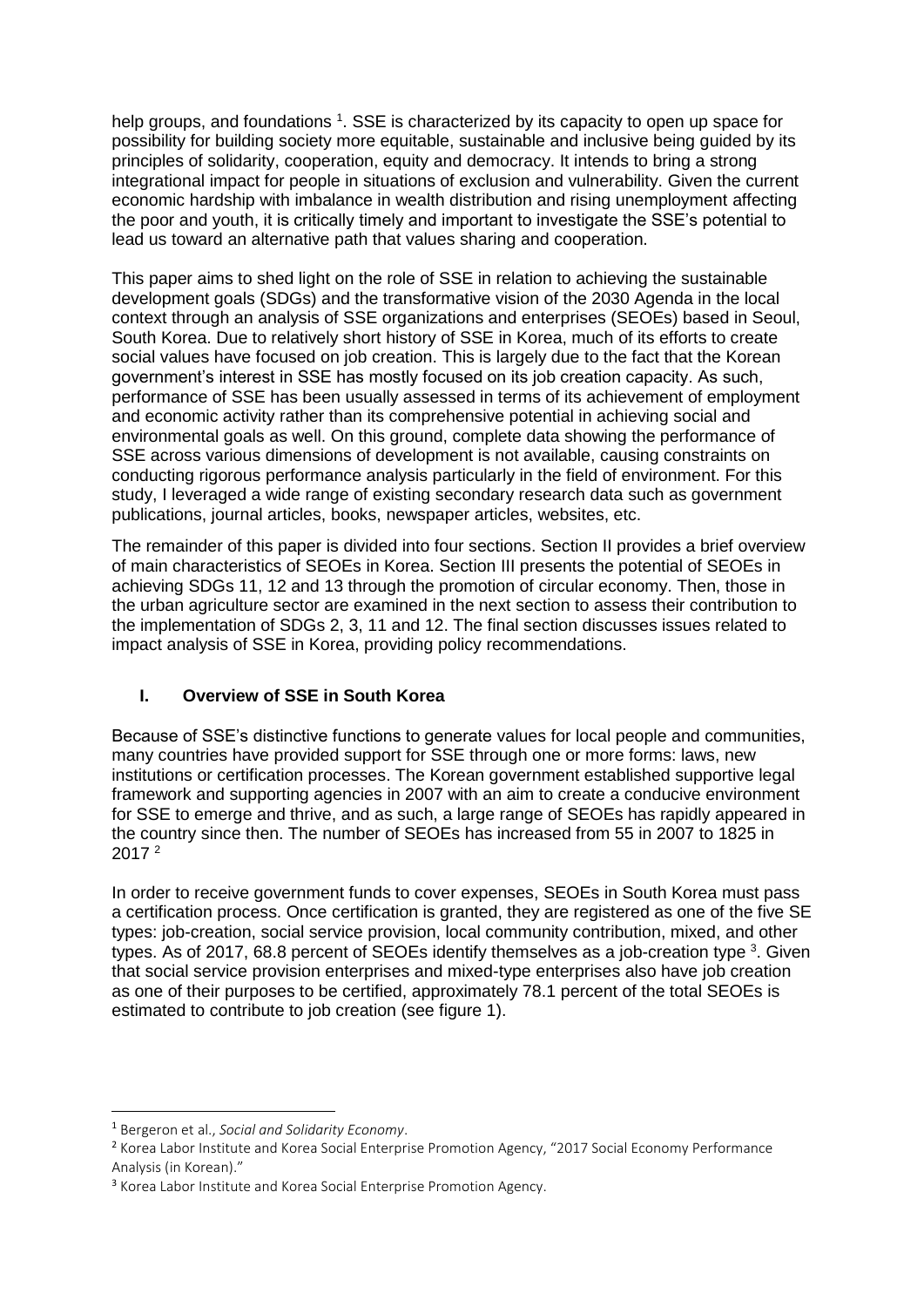help groups, and foundations [1]. SSE is characterized by its capacity to open up space for possibility for building society more equitable, sustainable and inclusive being guided by its principles of solidarity, cooperation, equity and democracy. It intends to bring a strong integrational impact for people in situations of exclusion and vulnerability. Given the current economic hardship with imbalance in wealth distribution and rising unemployment affecting the poor and youth, it is critically timely and important to investigate the SSE's potential to lead us toward an alternative path that values sharing and cooperation.

This paper aims to shed light on the role of SSE in relation to achieving the sustainable development goals (SDGs) and the transformative vision of the 2030 Agenda in the local context through an analysis of SSE organizations and enterprises (SEOEs) based in Seoul, South Korea. Due to relatively short history of SSE in Korea, much of its efforts to create social values have focused on job creation. This is largely due to the fact that the Korean government's interest in SSE has mostly focused on its job creation capacity. As such, performance of SSE has been usually assessed in terms of its achievement of employment and economic activity rather than its comprehensive potential in achieving social and environmental goals as well. On this ground, complete data showing the performance of SSE across various dimensions of development is not available, causing constraints on conducting rigorous performance analysis particularly in the field of environment. For this study, I leveraged a wide range of existing secondary research data such as government publications, journal articles, books, newspaper articles, websites, etc.

The remainder of this paper is divided into four sections. Section II provides a brief overview of main characteristics of SEOEs in Korea. Section III presents the potential of SEOEs in achieving SDGs 11, 12 and 13 through the promotion of circular economy. Then, those in the urban agriculture sector are examined in the next section to assess their contribution to the implementation of SDGs 2, 3, 11 and 12. The final section discusses issues related to impact analysis of SSE in Korea, providing policy recommendations.

## I. Overview of SSE in South Korea

Because of SSE's distinctive functions to generate values for local people and communities, many countries have provided support for SSE through one or more forms: laws, new institutions or certification processes. The Korean government established supportive legal framework and supporting agencies in 2007 with an aim to create a conducive environment for SSE to emerge and thrive, and as such, a large range of SEOEs has rapidly appeared in the country since then. The number of SEOEs has increased from 55 in 2007 to 1825 in 2017 [2]

In order to receive government funds to cover expenses, SEOEs in South Korea must pass a certification process. Once certification is granted, they are registered as one of the five SE types: job-creation, social service provision, local community contribution, mixed, and other types. As of 2017, 68.8 percent of SEOEs identify themselves as a job-creation type [3]. Given that social service provision enterprises and mixed-type enterprises also have job creation as one of their purposes to be certified, approximately 78.1 percent of the total SEOEs is estimated to contribute to job creation (see figure 1).

---

[1] Bergeron et al., *Social and Solidarity Economy*.

[2] Korea Labor Institute and Korea Social Enterprise Promotion Agency, "2017 Social Economy Performance Analysis (in Korean)."

[3] Korea Labor Institute and Korea Social Enterprise Promotion Agency.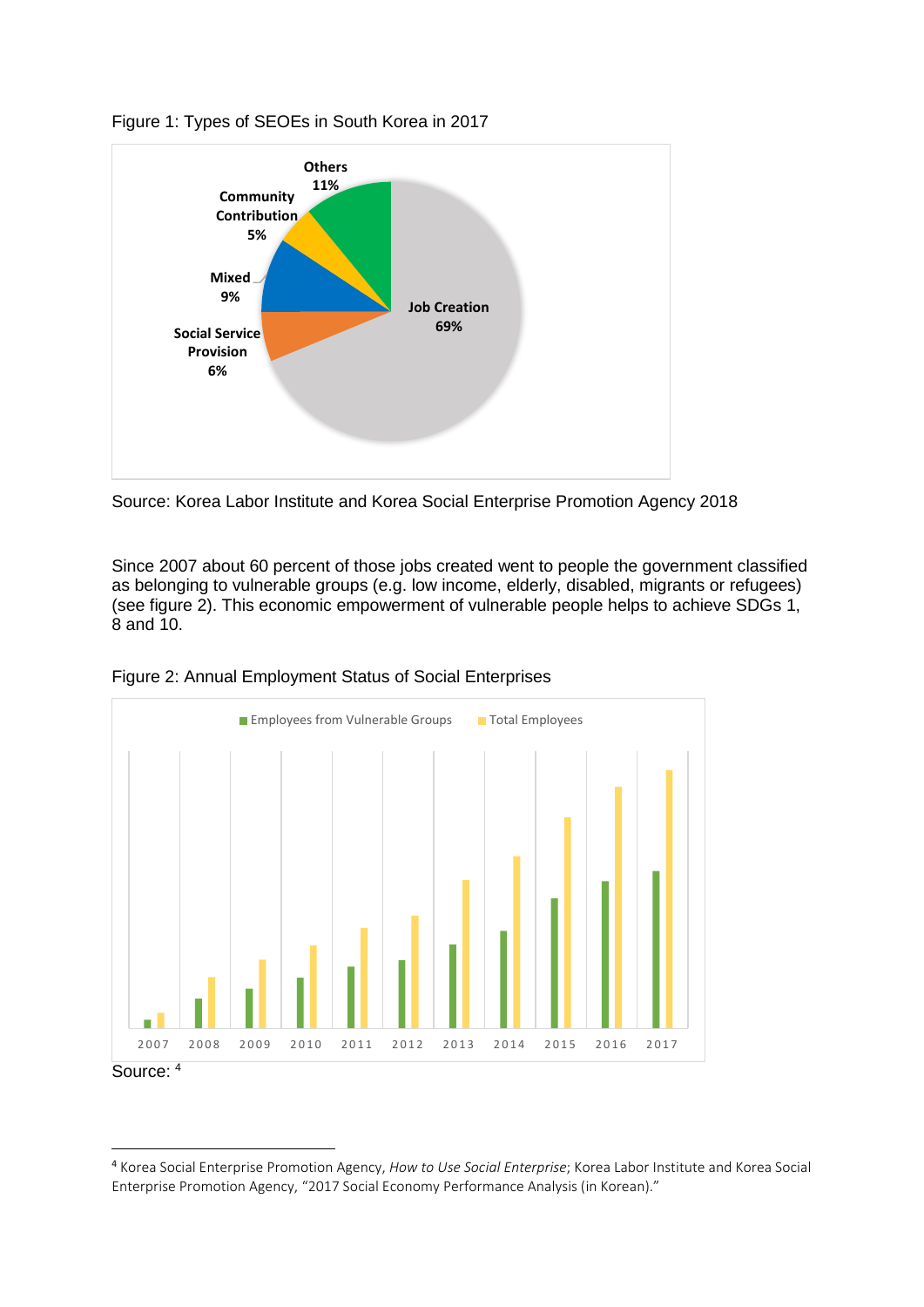Figure 1: Types of SEOEs in South Korea in 2017

Source: Korea Labor Institute and Korea Social Enterprise Promotion Agency 2018

Since 2007 about 60 percent of those jobs created went to people the government classified as belonging to vulnerable groups (e.g. low income, elderly, disabled, migrants or refugees) (see figure 2). This economic empowerment of vulnerable people helps to achieve SDGs 1, 8 and 10.

Figure 2: Annual Employment Status of Social Enterprises

Source: [4]

---

[4] Korea Social Enterprise Promotion Agency, *How to Use Social Enterprise*; Korea Labor Institute and Korea Social Enterprise Promotion Agency, "2017 Social Economy Performance Analysis (in Korean)."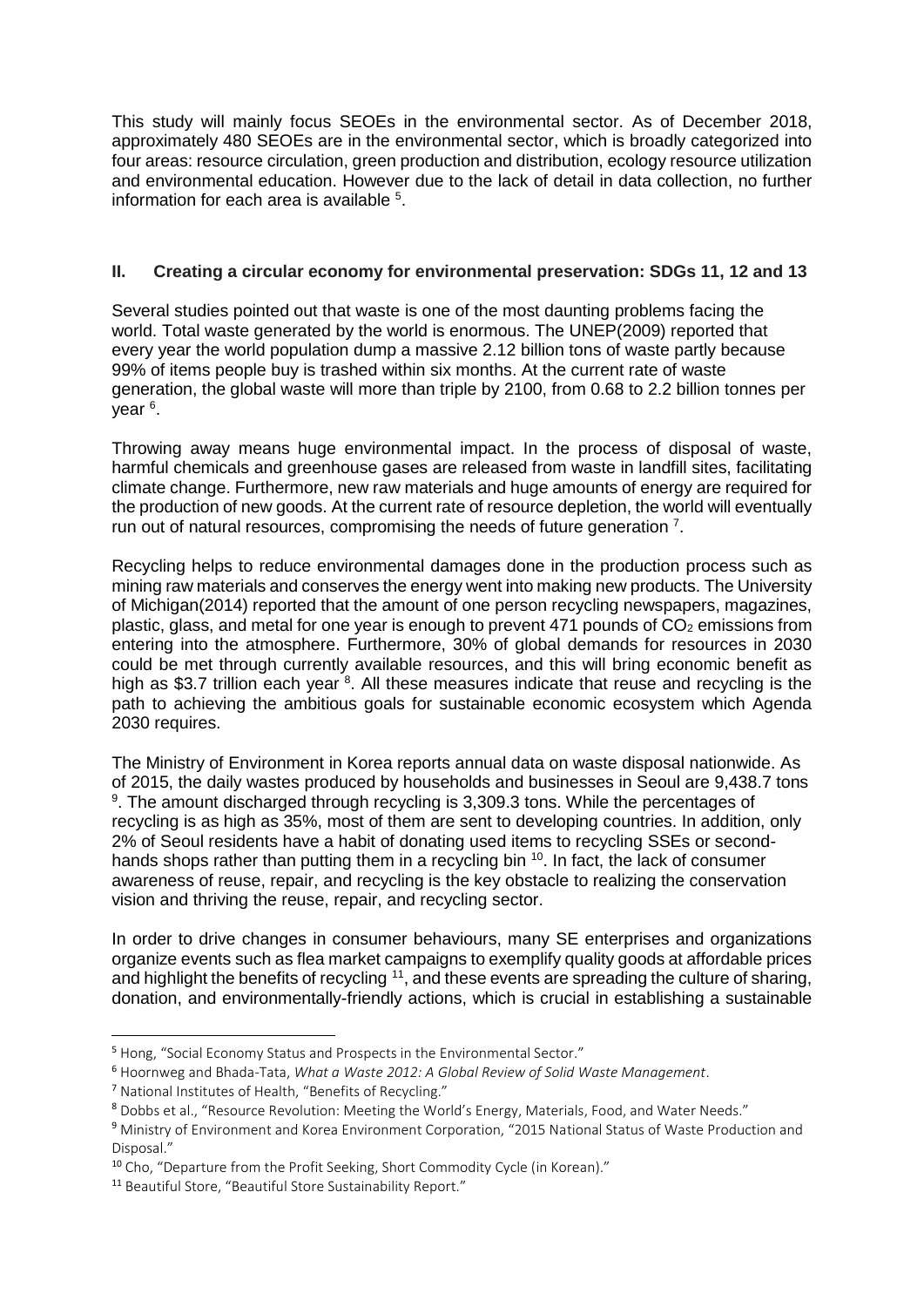This study will mainly focus SEOEs in the environmental sector. As of December 2018, approximately 480 SEOEs are in the environmental sector, which is broadly categorized into four areas: resource circulation, green production and distribution, ecology resource utilization and environmental education. However due to the lack of detail in data collection, no further information for each area is available [5].

## II. Creating a circular economy for environmental preservation: SDGs 11, 12 and 13

Several studies pointed out that waste is one of the most daunting problems facing the world. Total waste generated by the world is enormous. The UNEP(2009) reported that every year the world population dump a massive 2.12 billion tons of waste partly because 99% of items people buy is trashed within six months. At the current rate of waste generation, the global waste will more than triple by 2100, from 0.68 to 2.2 billion tonnes per year [6].

Throwing away means huge environmental impact. In the process of disposal of waste, harmful chemicals and greenhouse gases are released from waste in landfill sites, facilitating climate change. Furthermore, new raw materials and huge amounts of energy are required for the production of new goods. At the current rate of resource depletion, the world will eventually run out of natural resources, compromising the needs of future generation [7].

Recycling helps to reduce environmental damages done in the production process such as mining raw materials and conserves the energy went into making new products. The University of Michigan(2014) reported that the amount of one person recycling newspapers, magazines, plastic, glass, and metal for one year is enough to prevent 471 pounds of $CO_2$ emissions from entering into the atmosphere. Furthermore, 30% of global demands for resources in 2030 could be met through currently available resources, and this will bring economic benefit as high as $3.7 trillion each year [8]. All these measures indicate that reuse and recycling is the path to achieving the ambitious goals for sustainable economic ecosystem which Agenda 2030 requires.

The Ministry of Environment in Korea reports annual data on waste disposal nationwide. As of 2015, the daily wastes produced by households and businesses in Seoul are 9,438.7 tons [9]. The amount discharged through recycling is 3,309.3 tons. While the percentages of recycling is as high as 35%, most of them are sent to developing countries. In addition, only 2% of Seoul residents have a habit of donating used items to recycling SSEs or second-hands shops rather than putting them in a recycling bin [10]. In fact, the lack of consumer awareness of reuse, repair, and recycling is the key obstacle to realizing the conservation vision and thriving the reuse, repair, and recycling sector.

In order to drive changes in consumer behaviours, many SE enterprises and organizations organize events such as flea market campaigns to exemplify quality goods at affordable prices and highlight the benefits of recycling [11], and these events are spreading the culture of sharing, donation, and environmentally-friendly actions, which is crucial in establishing a sustainable

---

[5] Hong, "Social Economy Status and Prospects in the Environmental Sector."

[6] Hoornweg and Bhada-Tata, *What a Waste 2012: A Global Review of Solid Waste Management*.

[7] National Institutes of Health, "Benefits of Recycling."

[8] Dobbs et al., "Resource Revolution: Meeting the World's Energy, Materials, Food, and Water Needs."

[9] Ministry of Environment and Korea Environment Corporation, "2015 National Status of Waste Production and Disposal."

[10] Cho, "Departure from the Profit Seeking, Short Commodity Cycle (in Korean)."

[11] Beautiful Store, "Beautiful Store Sustainability Report."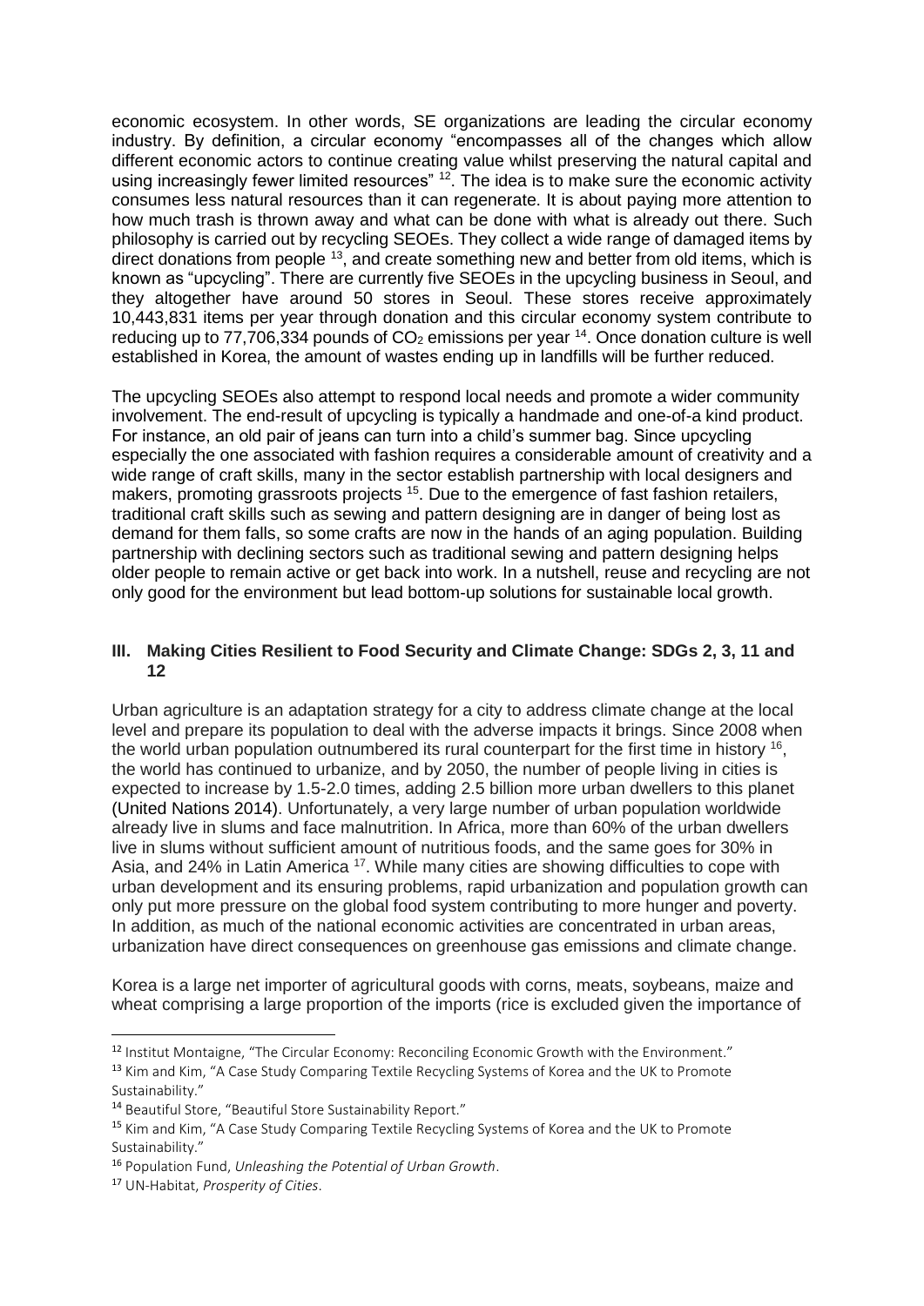economic ecosystem. In other words, SE organizations are leading the circular economy industry. By definition, a circular economy "encompasses all of the changes which allow different economic actors to continue creating value whilst preserving the natural capital and using increasingly fewer limited resources" [12]. The idea is to make sure the economic activity consumes less natural resources than it can regenerate. It is about paying more attention to how much trash is thrown away and what can be done with what is already out there. Such philosophy is carried out by recycling SEOEs. They collect a wide range of damaged items by direct donations from people [13], and create something new and better from old items, which is known as "upcycling". There are currently five SEOEs in the upcycling business in Seoul, and they altogether have around 50 stores in Seoul. These stores receive approximately 10,443,831 items per year through donation and this circular economy system contribute to reducing up to 77,706,334 pounds of $CO_2$ emissions per year [14]. Once donation culture is well established in Korea, the amount of wastes ending up in landfills will be further reduced.

The upcycling SEOEs also attempt to respond local needs and promote a wider community involvement. The end-result of upcycling is typically a handmade and one-of-a kind product. For instance, an old pair of jeans can turn into a child's summer bag. Since upcycling especially the one associated with fashion requires a considerable amount of creativity and a wide range of craft skills, many in the sector establish partnership with local designers and makers, promoting grassroots projects [15]. Due to the emergence of fast fashion retailers, traditional craft skills such as sewing and pattern designing are in danger of being lost as demand for them falls, so some crafts are now in the hands of an aging population. Building partnership with declining sectors such as traditional sewing and pattern designing helps older people to remain active or get back into work. In a nutshell, reuse and recycling are not only good for the environment but lead bottom-up solutions for sustainable local growth.

## III. Making Cities Resilient to Food Security and Climate Change: SDGs 2, 3, 11 and 12

Urban agriculture is an adaptation strategy for a city to address climate change at the local level and prepare its population to deal with the adverse impacts it brings. Since 2008 when the world urban population outnumbered its rural counterpart for the first time in history [16], the world has continued to urbanize, and by 2050, the number of people living in cities is expected to increase by 1.5-2.0 times, adding 2.5 billion more urban dwellers to this planet (United Nations 2014). Unfortunately, a very large number of urban population worldwide already live in slums and face malnutrition. In Africa, more than 60% of the urban dwellers live in slums without sufficient amount of nutritious foods, and the same goes for 30% in Asia, and 24% in Latin America [17]. While many cities are showing difficulties to cope with urban development and its ensuring problems, rapid urbanization and population growth can only put more pressure on the global food system contributing to more hunger and poverty. In addition, as much of the national economic activities are concentrated in urban areas, urbanization have direct consequences on greenhouse gas emissions and climate change.

Korea is a large net importer of agricultural goods with corns, meats, soybeans, maize and wheat comprising a large proportion of the imports (rice is excluded given the importance of

---

[12] Institut Montaigne, "The Circular Economy: Reconciling Economic Growth with the Environment."

[13] Kim and Kim, "A Case Study Comparing Textile Recycling Systems of Korea and the UK to Promote Sustainability."

[14] Beautiful Store, "Beautiful Store Sustainability Report."

[15] Kim and Kim, "A Case Study Comparing Textile Recycling Systems of Korea and the UK to Promote Sustainability."

[16] Population Fund, *Unleashing the Potential of Urban Growth*.

[17] UN-Habitat, *Prosperity of Cities*.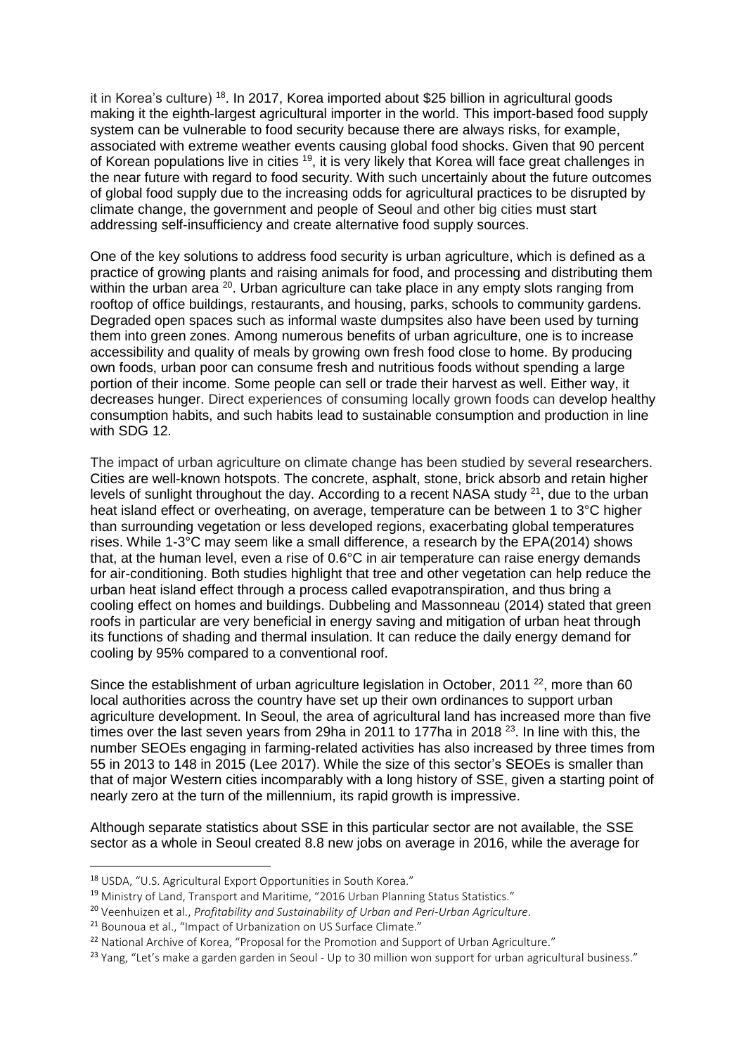it in Korea's culture) [18]. In 2017, Korea imported about $25 billion in agricultural goods making it the eighth-largest agricultural importer in the world. This import-based food supply system can be vulnerable to food security because there are always risks, for example, associated with extreme weather events causing global food shocks. Given that 90 percent of Korean populations live in cities [19], it is very likely that Korea will face great challenges in the near future with regard to food security. With such uncertainly about the future outcomes of global food supply due to the increasing odds for agricultural practices to be disrupted by climate change, the government and people of Seoul and other big cities must start addressing self-insufficiency and create alternative food supply sources.

One of the key solutions to address food security is urban agriculture, which is defined as a practice of growing plants and raising animals for food, and processing and distributing them within the urban area [20]. Urban agriculture can take place in any empty slots ranging from rooftop of office buildings, restaurants, and housing, parks, schools to community gardens. Degraded open spaces such as informal waste dumpsites also have been used by turning them into green zones. Among numerous benefits of urban agriculture, one is to increase accessibility and quality of meals by growing own fresh food close to home. By producing own foods, urban poor can consume fresh and nutritious foods without spending a large portion of their income. Some people can sell or trade their harvest as well. Either way, it decreases hunger. Direct experiences of consuming locally grown foods can develop healthy consumption habits, and such habits lead to sustainable consumption and production in line with SDG 12.

The impact of urban agriculture on climate change has been studied by several researchers. Cities are well-known hotspots. The concrete, asphalt, stone, brick absorb and retain higher levels of sunlight throughout the day. According to a recent NASA study [21], due to the urban heat island effect or overheating, on average, temperature can be between 1 to 3°C higher than surrounding vegetation or less developed regions, exacerbating global temperatures rises. While 1-3°C may seem like a small difference, a research by the EPA(2014) shows that, at the human level, even a rise of 0.6°C in air temperature can raise energy demands for air-conditioning. Both studies highlight that tree and other vegetation can help reduce the urban heat island effect through a process called evapotranspiration, and thus bring a cooling effect on homes and buildings. Dubbeling and Massonneau (2014) stated that green roofs in particular are very beneficial in energy saving and mitigation of urban heat through its functions of shading and thermal insulation. It can reduce the daily energy demand for cooling by 95% compared to a conventional roof.

Since the establishment of urban agriculture legislation in October, 2011 [22], more than 60 local authorities across the country have set up their own ordinances to support urban agriculture development. In Seoul, the area of agricultural land has increased more than five times over the last seven years from 29ha in 2011 to 177ha in 2018 [23]. In line with this, the number SEOEs engaging in farming-related activities has also increased by three times from 55 in 2013 to 148 in 2015 (Lee 2017). While the size of this sector's SEOEs is smaller than that of major Western cities incomparably with a long history of SSE, given a starting point of nearly zero at the turn of the millennium, its rapid growth is impressive.

Although separate statistics about SSE in this particular sector are not available, the SSE sector as a whole in Seoul created 8.8 new jobs on average in 2016, while the average for

---

[18] USDA, "U.S. Agricultural Export Opportunities in South Korea."

[19] Ministry of Land, Transport and Maritime, "2016 Urban Planning Status Statistics."

[20] Veenhuizen et al., *Profitability and Sustainability of Urban and Peri-Urban Agriculture*.

[21] Bounoua et al., "Impact of Urbanization on US Surface Climate."

[22] National Archive of Korea, "Proposal for the Promotion and Support of Urban Agriculture."

[23] Yang, "Let's make a garden garden in Seoul - Up to 30 million won support for urban agricultural business."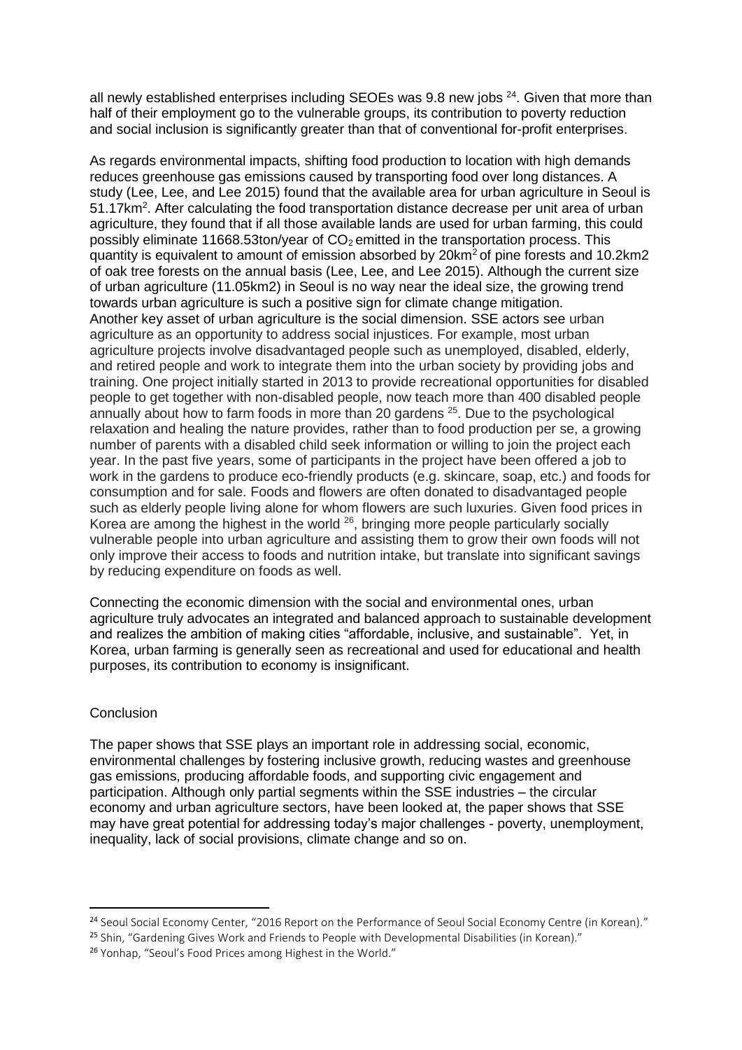all newly established enterprises including SEOEs was 9.8 new jobs [24]. Given that more than half of their employment go to the vulnerable groups, its contribution to poverty reduction and social inclusion is significantly greater than that of conventional for-profit enterprises.

As regards environmental impacts, shifting food production to location with high demands reduces greenhouse gas emissions caused by transporting food over long distances. A study (Lee, Lee, and Lee 2015) found that the available area for urban agriculture in Seoul is 51.17km$^2$. After calculating the food transportation distance decrease per unit area of urban agriculture, they found that if all those available lands are used for urban farming, this could possibly eliminate 11668.53ton/year of $CO_2$ emitted in the transportation process. This quantity is equivalent to amount of emission absorbed by 20km$^2$ of pine forests and 10.2km2 of oak tree forests on the annual basis (Lee, Lee, and Lee 2015). Although the current size of urban agriculture (11.05km2) in Seoul is no way near the ideal size, the growing trend towards urban agriculture is such a positive sign for climate change mitigation.
Another key asset of urban agriculture is the social dimension. SSE actors see urban agriculture as an opportunity to address social injustices. For example, most urban agriculture projects involve disadvantaged people such as unemployed, disabled, elderly, and retired people and work to integrate them into the urban society by providing jobs and training. One project initially started in 2013 to provide recreational opportunities for disabled people to get together with non-disabled people, now teach more than 400 disabled people annually about how to farm foods in more than 20 gardens [25]. Due to the psychological relaxation and healing the nature provides, rather than to food production per se, a growing number of parents with a disabled child seek information or willing to join the project each year. In the past five years, some of participants in the project have been offered a job to work in the gardens to produce eco-friendly products (e.g. skincare, soap, etc.) and foods for consumption and for sale. Foods and flowers are often donated to disadvantaged people such as elderly people living alone for whom flowers are such luxuries. Given food prices in Korea are among the highest in the world [26], bringing more people particularly socially vulnerable people into urban agriculture and assisting them to grow their own foods will not only improve their access to foods and nutrition intake, but translate into significant savings by reducing expenditure on foods as well.

Connecting the economic dimension with the social and environmental ones, urban agriculture truly advocates an integrated and balanced approach to sustainable development and realizes the ambition of making cities "affordable, inclusive, and sustainable". Yet, in Korea, urban farming is generally seen as recreational and used for educational and health purposes, its contribution to economy is insignificant.

## Conclusion

The paper shows that SSE plays an important role in addressing social, economic, environmental challenges by fostering inclusive growth, reducing wastes and greenhouse gas emissions, producing affordable foods, and supporting civic engagement and participation. Although only partial segments within the SSE industries – the circular economy and urban agriculture sectors, have been looked at, the paper shows that SSE may have great potential for addressing today's major challenges - poverty, unemployment, inequality, lack of social provisions, climate change and so on.

---

[24] Seoul Social Economy Center, "2016 Report on the Performance of Seoul Social Economy Centre (in Korean)."

[25] Shin, "Gardening Gives Work and Friends to People with Developmental Disabilities (in Korean)."

[26] Yonhap, "Seoul's Food Prices among Highest in the World."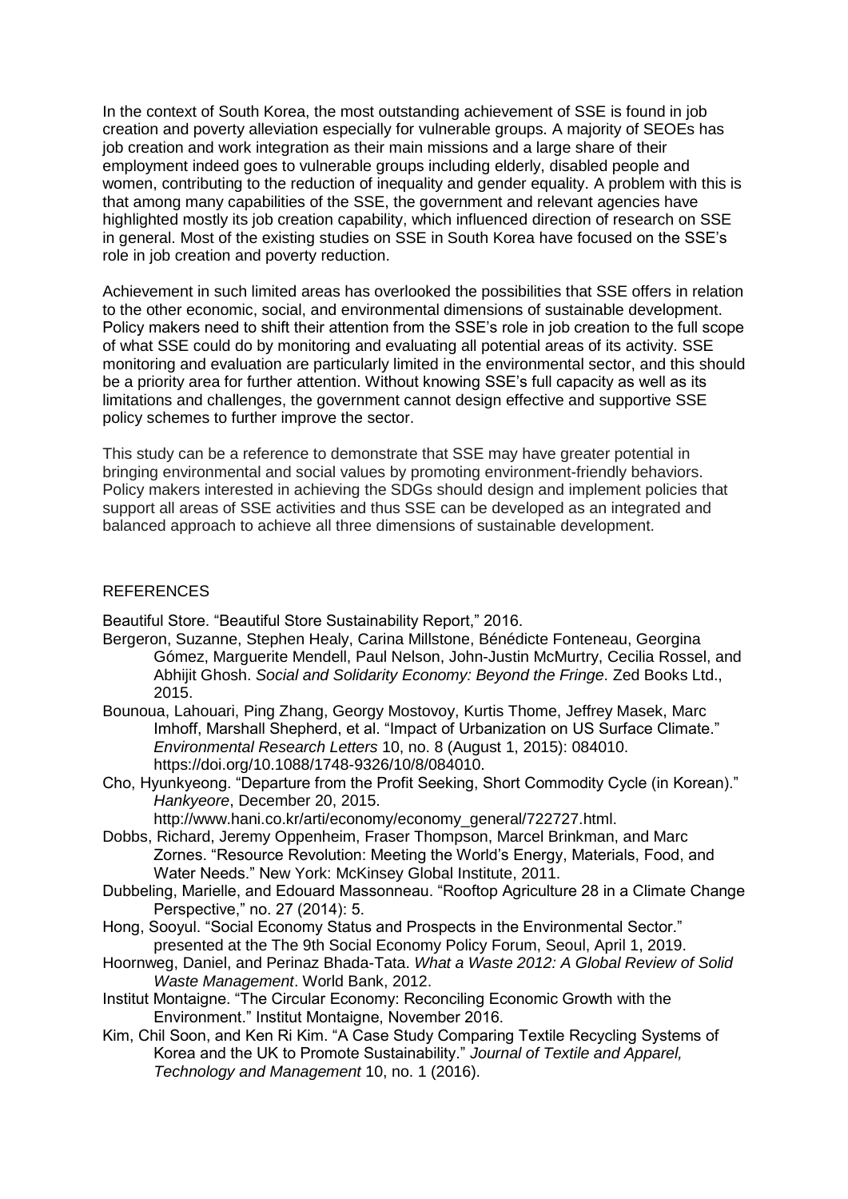In the context of South Korea, the most outstanding achievement of SSE is found in job creation and poverty alleviation especially for vulnerable groups. A majority of SEOEs has job creation and work integration as their main missions and a large share of their employment indeed goes to vulnerable groups including elderly, disabled people and women, contributing to the reduction of inequality and gender equality. A problem with this is that among many capabilities of the SSE, the government and relevant agencies have highlighted mostly its job creation capability, which influenced direction of research on SSE in general. Most of the existing studies on SSE in South Korea have focused on the SSE's role in job creation and poverty reduction.

Achievement in such limited areas has overlooked the possibilities that SSE offers in relation to the other economic, social, and environmental dimensions of sustainable development. Policy makers need to shift their attention from the SSE's role in job creation to the full scope of what SSE could do by monitoring and evaluating all potential areas of its activity. SSE monitoring and evaluation are particularly limited in the environmental sector, and this should be a priority area for further attention. Without knowing SSE's full capacity as well as its limitations and challenges, the government cannot design effective and supportive SSE policy schemes to further improve the sector.

This study can be a reference to demonstrate that SSE may have greater potential in bringing environmental and social values by promoting environment-friendly behaviors. Policy makers interested in achieving the SDGs should design and implement policies that support all areas of SSE activities and thus SSE can be developed as an integrated and balanced approach to achieve all three dimensions of sustainable development.

## REFERENCES

Beautiful Store. "Beautiful Store Sustainability Report," 2016.

Bergeron, Suzanne, Stephen Healy, Carina Millstone, Bénédicte Fonteneau, Georgina Gómez, Marguerite Mendell, Paul Nelson, John-Justin McMurtry, Cecilia Rossel, and Abhijit Ghosh. *Social and Solidarity Economy: Beyond the Fringe*. Zed Books Ltd., 2015.

Bounoua, Lahouari, Ping Zhang, Georgy Mostovoy, Kurtis Thome, Jeffrey Masek, Marc Imhoff, Marshall Shepherd, et al. "Impact of Urbanization on US Surface Climate." *Environmental Research Letters* 10, no. 8 (August 1, 2015): 084010. https://doi.org/10.1088/1748-9326/10/8/084010.

Cho, Hyunkyeong. "Departure from the Profit Seeking, Short Commodity Cycle (in Korean)." *Hankyeore*, December 20, 2015. http://www.hani.co.kr/arti/economy/economy_general/722727.html.

Dobbs, Richard, Jeremy Oppenheim, Fraser Thompson, Marcel Brinkman, and Marc Zornes. "Resource Revolution: Meeting the World's Energy, Materials, Food, and Water Needs." New York: McKinsey Global Institute, 2011.

Dubbeling, Marielle, and Edouard Massonneau. "Rooftop Agriculture 28 in a Climate Change Perspective," no. 27 (2014): 5.

Hong, Sooyul. "Social Economy Status and Prospects in the Environmental Sector." presented at the The 9th Social Economy Policy Forum, Seoul, April 1, 2019.

Hoornweg, Daniel, and Perinaz Bhada-Tata. *What a Waste 2012: A Global Review of Solid Waste Management*. World Bank, 2012.

Institut Montaigne. "The Circular Economy: Reconciling Economic Growth with the Environment." Institut Montaigne, November 2016.

Kim, Chil Soon, and Ken Ri Kim. "A Case Study Comparing Textile Recycling Systems of Korea and the UK to Promote Sustainability." *Journal of Textile and Apparel, Technology and Management* 10, no. 1 (2016).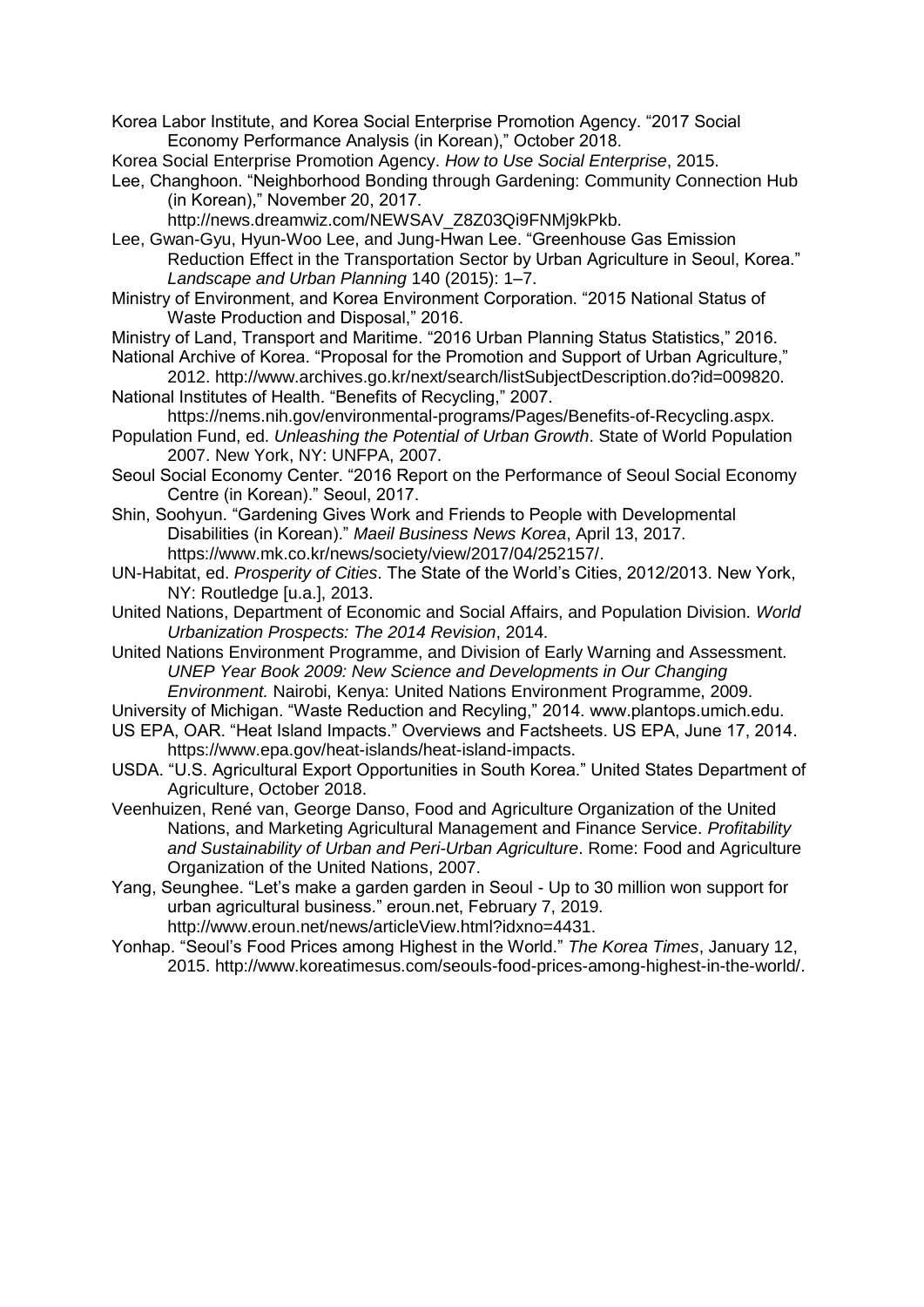Korea Labor Institute, and Korea Social Enterprise Promotion Agency. "2017 Social Economy Performance Analysis (in Korean)," October 2018.

Korea Social Enterprise Promotion Agency. *How to Use Social Enterprise*, 2015.

Lee, Changhoon. "Neighborhood Bonding through Gardening: Community Connection Hub (in Korean)," November 20, 2017. http://news.dreamwiz.com/NEWSAV_Z8Z03Qi9FNMj9kPkb.

Lee, Gwan-Gyu, Hyun-Woo Lee, and Jung-Hwan Lee. "Greenhouse Gas Emission Reduction Effect in the Transportation Sector by Urban Agriculture in Seoul, Korea." *Landscape and Urban Planning* 140 (2015): 1–7.

Ministry of Environment, and Korea Environment Corporation. "2015 National Status of Waste Production and Disposal," 2016.

Ministry of Land, Transport and Maritime. "2016 Urban Planning Status Statistics," 2016.

National Archive of Korea. "Proposal for the Promotion and Support of Urban Agriculture," 2012. http://www.archives.go.kr/next/search/listSubjectDescription.do?id=009820.

National Institutes of Health. "Benefits of Recycling," 2007. https://nems.nih.gov/environmental-programs/Pages/Benefits-of-Recycling.aspx.

Population Fund, ed. *Unleashing the Potential of Urban Growth*. State of World Population 2007. New York, NY: UNFPA, 2007.

Seoul Social Economy Center. "2016 Report on the Performance of Seoul Social Economy Centre (in Korean)." Seoul, 2017.

Shin, Soohyun. "Gardening Gives Work and Friends to People with Developmental Disabilities (in Korean)." *Maeil Business News Korea*, April 13, 2017. https://www.mk.co.kr/news/society/view/2017/04/252157/.

UN-Habitat, ed. *Prosperity of Cities*. The State of the World's Cities, 2012/2013. New York, NY: Routledge [u.a.], 2013.

United Nations, Department of Economic and Social Affairs, and Population Division. *World Urbanization Prospects: The 2014 Revision*, 2014.

United Nations Environment Programme, and Division of Early Warning and Assessment. *UNEP Year Book 2009: New Science and Developments in Our Changing Environment.* Nairobi, Kenya: United Nations Environment Programme, 2009.

University of Michigan. "Waste Reduction and Recyling," 2014. www.plantops.umich.edu.

US EPA, OAR. "Heat Island Impacts." Overviews and Factsheets. US EPA, June 17, 2014. https://www.epa.gov/heat-islands/heat-island-impacts.

USDA. "U.S. Agricultural Export Opportunities in South Korea." United States Department of Agriculture, October 2018.

Veenhuizen, René van, George Danso, Food and Agriculture Organization of the United Nations, and Marketing Agricultural Management and Finance Service. *Profitability and Sustainability of Urban and Peri-Urban Agriculture*. Rome: Food and Agriculture Organization of the United Nations, 2007.

Yang, Seunghee. "Let's make a garden garden in Seoul - Up to 30 million won support for urban agricultural business." eroun.net, February 7, 2019. http://www.eroun.net/news/articleView.html?idxno=4431.

Yonhap. "Seoul's Food Prices among Highest in the World." *The Korea Times*, January 12, 2015. http://www.koreatimesus.com/seouls-food-prices-among-highest-in-the-world/.